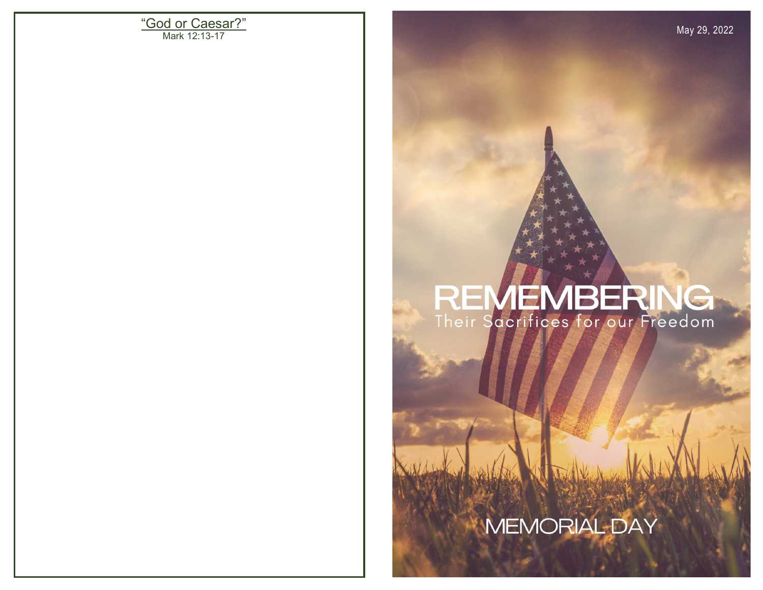"God or Caesar?"
Mark 12:13-17

May 29, 2022

# REMEMBERING
Their Sacrifices for our Freedom

MEMORIAL DAY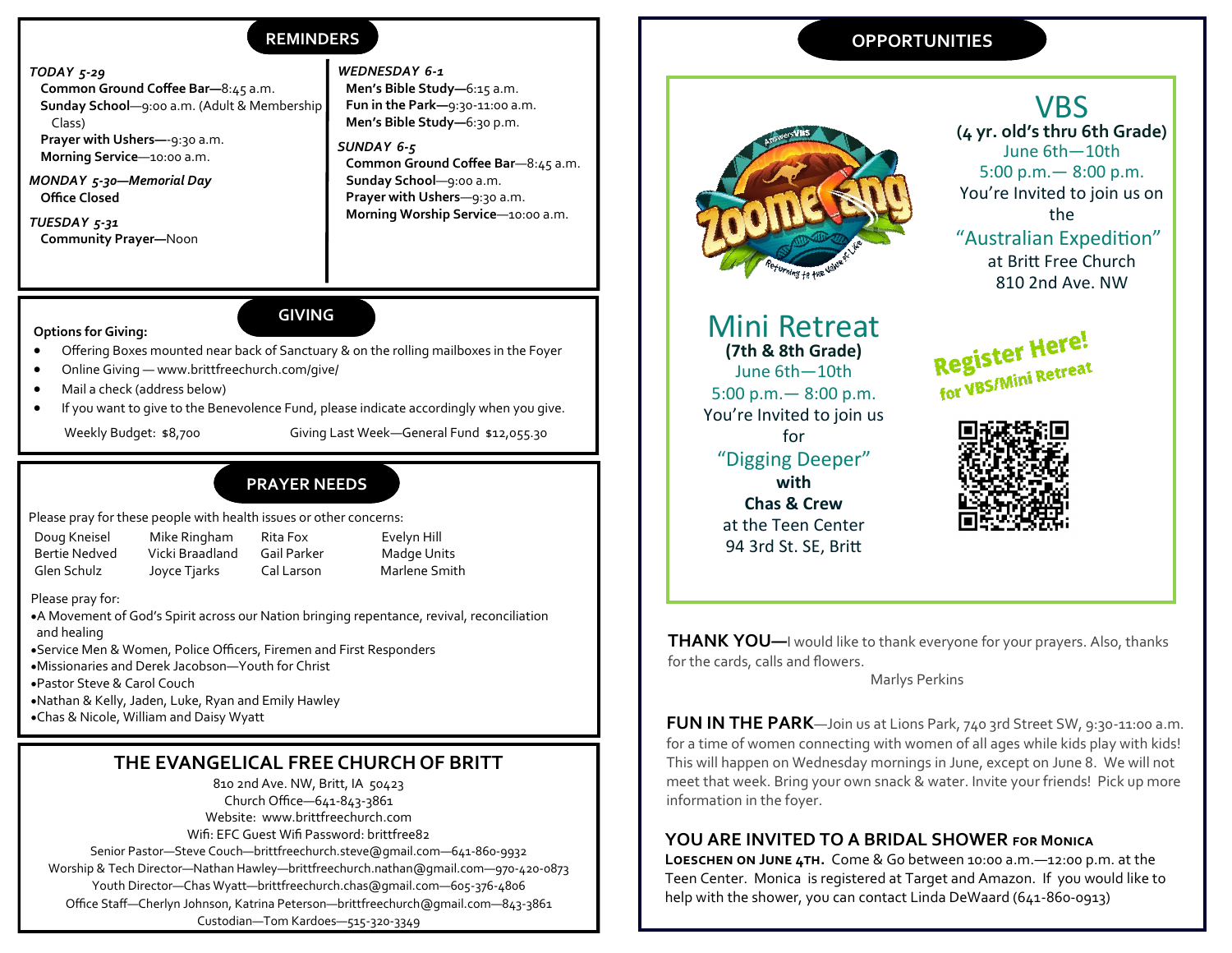## REMINDERS

*TODAY 5-29*
**Common Ground Coffee Bar**—8:45 a.m.
**Sunday School**—9:00 a.m. (Adult & Membership Class)
**Prayer with Ushers**—-9:30 a.m.
**Morning Service**—10:00 a.m.

*MONDAY 5-30—Memorial Day*
Office Closed

*TUESDAY 5-31*
**Community Prayer**—Noon

*WEDNESDAY 6-1*
**Men's Bible Study**—6:15 a.m.
**Fun in the Park**—9:30-11:00 a.m.
**Men's Bible Study**—6:30 p.m.

*SUNDAY 6-5*
**Common Ground Coffee Bar**—8:45 a.m.
**Sunday School**—9:00 a.m.
**Prayer with Ushers**—9:30 a.m.
**Morning Worship Service**—10:00 a.m.

## GIVING

**Options for Giving:**

- Offering Boxes mounted near back of Sanctuary & on the rolling mailboxes in the Foyer
- Online Giving — www.brittfreechurch.com/give/
- Mail a check (address below)
- If you want to give to the Benevolence Fund, please indicate accordingly when you give.

Weekly Budget: $8,700 Giving Last Week—General Fund $12,055.30

## PRAYER NEEDS

Please pray for these people with health issues or other concerns:

| | | | |
|---|---|---|---|
| Doug Kneisel | Mike Ringham | Rita Fox | Evelyn Hill |
| Bertie Nedved | Vicki Braadland | Gail Parker | Madge Units |
| Glen Schulz | Joyce Tjarks | Cal Larson | Marlene Smith |

Please pray for:

- A Movement of God's Spirit across our Nation bringing repentance, revival, reconciliation and healing
- Service Men & Women, Police Officers, Firemen and First Responders
- Missionaries and Derek Jacobson—Youth for Christ
- Pastor Steve & Carol Couch
- Nathan & Kelly, Jaden, Luke, Ryan and Emily Hawley
- Chas & Nicole, William and Daisy Wyatt

## THE EVANGELICAL FREE CHURCH OF BRITT

810 2nd Ave. NW, Britt, IA 50423
Church Office—641-843-3861
Website: www.brittfreechurch.com
Wifi: EFC Guest Wifi Password: brittfree82
Senior Pastor—Steve Couch—brittfreechurch.steve@gmail.com—641-860-9932
Worship & Tech Director—Nathan Hawley—brittfreechurch.nathan@gmail.com—970-420-0873
Youth Director—Chas Wyatt—brittfreechurch.chas@gmail.com—605-376-4806
Office Staff—Cherlyn Johnson, Katrina Peterson—brittfreechurch@gmail.com—843-3861
Custodian—Tom Kardoes—515-320-3349

## OPPORTUNITIES

### VBS
**(4 yr. old's thru 6th Grade)**
June 6th—10th
5:00 p.m.— 8:00 p.m.
You're Invited to join us on the
"Australian Expedition"
at Britt Free Church
810 2nd Ave. NW

### Mini Retreat
**(7th & 8th Grade)**
June 6th—10th
5:00 p.m.— 8:00 p.m.
You're Invited to join us for
"Digging Deeper"
**with**
**Chas & Crew**
at the Teen Center
94 3rd St. SE, Britt

**Register Here!**
**for VBS/Mini Retreat**

**THANK YOU—**I would like to thank everyone for your prayers. Also, thanks for the cards, calls and flowers.

Marlys Perkins

**FUN IN THE PARK**—Join us at Lions Park, 740 3rd Street SW, 9:30-11:00 a.m. for a time of women connecting with women of all ages while kids play with kids! This will happen on Wednesday mornings in June, except on June 8. We will not meet that week. Bring your own snack & water. Invite your friends! Pick up more information in the foyer.

**YOU ARE INVITED TO A BRIDAL SHOWER FOR MONICA LOESCHEN ON JUNE 4TH.** Come & Go between 10:00 a.m.—12:00 p.m. at the Teen Center. Monica is registered at Target and Amazon. If you would like to help with the shower, you can contact Linda DeWaard (641-860-0913)